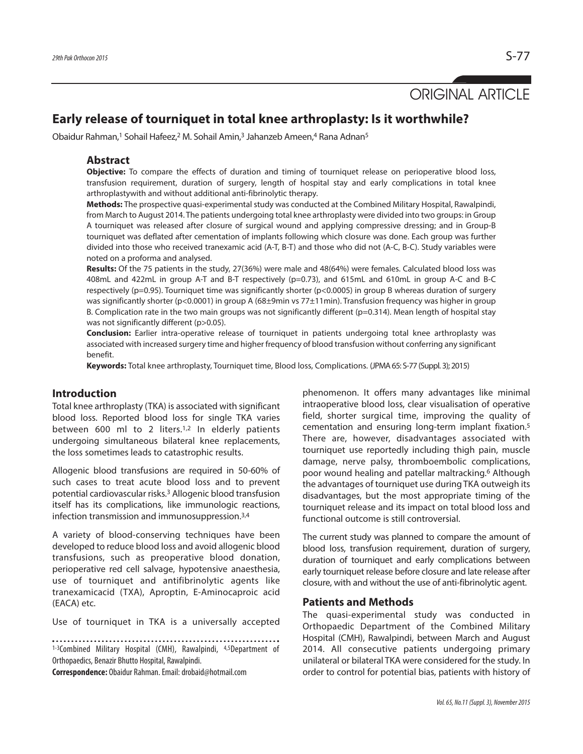ORIGINAL ARTICLE

# Early release of tourniquet in total knee arthroplasty: Is it worthwhile?

Obaidur Rahman,[1] Sohail Hafeez,[2] M. Sohail Amin,[3] Jahanzeb Ameen,[4] Rana Adnan[5]

## Abstract

**Objective:** To compare the effects of duration and timing of tourniquet release on perioperative blood loss, transfusion requirement, duration of surgery, length of hospital stay and early complications in total knee arthroplastywith and without additional anti-fibrinolytic therapy.

**Methods:** The prospective quasi-experimental study was conducted at the Combined Military Hospital, Rawalpindi, from March to August 2014. The patients undergoing total knee arthroplasty were divided into two groups: in Group A tourniquet was released after closure of surgical wound and applying compressive dressing; and in Group-B tourniquet was deflated after cementation of implants following which closure was done. Each group was further divided into those who received tranexamic acid (A-T, B-T) and those who did not (A-C, B-C). Study variables were noted on a proforma and analysed.

**Results:** Of the 75 patients in the study, 27(36%) were male and 48(64%) were females. Calculated blood loss was 408mL and 422mL in group A-T and B-T respectively ($p=0.73$), and 615mL and 610mL in group A-C and B-C respectively ($p=0.95$). Tourniquet time was significantly shorter ($p<0.0005$) in group B whereas duration of surgery was significantly shorter ($p<0.0001$) in group A (68±9min vs 77±11min). Transfusion frequency was higher in group B. Complication rate in the two main groups was not significantly different ($p=0.314$). Mean length of hospital stay was not significantly different ($p>0.05$).

**Conclusion:** Earlier intra-operative release of tourniquet in patients undergoing total knee arthroplasty was associated with increased surgery time and higher frequency of blood transfusion without conferring any significant benefit.

**Keywords:** Total knee arthroplasty, Tourniquet time, Blood loss, Complications. (JPMA 65: S-77 (Suppl. 3); 2015)

## Introduction

Total knee arthroplasty (TKA) is associated with significant blood loss. Reported blood loss for single TKA varies between 600 ml to 2 liters.[1,2] In elderly patients undergoing simultaneous bilateral knee replacements, the loss sometimes leads to catastrophic results.

Allogenic blood transfusions are required in 50-60% of such cases to treat acute blood loss and to prevent potential cardiovascular risks.[3] Allogenic blood transfusion itself has its complications, like immunologic reactions, infection transmission and immunosuppression.[3,4]

A variety of blood-conserving techniques have been developed to reduce blood loss and avoid allogenic blood transfusions, such as preoperative blood donation, perioperative red cell salvage, hypotensive anaesthesia, use of tourniquet and antifibrinolytic agents like tranexamicacid (TXA), Aproptin, E-Aminocaproic acid (EACA) etc.

Use of tourniquet in TKA is a universally accepted phenomenon. It offers many advantages like minimal intraoperative blood loss, clear visualisation of operative field, shorter surgical time, improving the quality of cementation and ensuring long-term implant fixation.[5] There are, however, disadvantages associated with tourniquet use reportedly including thigh pain, muscle damage, nerve palsy, thromboembolic complications, poor wound healing and patellar maltracking.[6] Although the advantages of tourniquet use during TKA outweigh its disadvantages, but the most appropriate timing of the tourniquet release and its impact on total blood loss and functional outcome is still controversial.

The current study was planned to compare the amount of blood loss, transfusion requirement, duration of surgery, duration of tourniquet and early complications between early tourniquet release before closure and late release after closure, with and without the use of anti-fibrinolytic agent.

## Patients and Methods

The quasi-experimental study was conducted in Orthopaedic Department of the Combined Military Hospital (CMH), Rawalpindi, between March and August 2014. All consecutive patients undergoing primary unilateral or bilateral TKA were considered for the study. In order to control for potential bias, patients with history of

[1-3]Combined Military Hospital (CMH), Rawalpindi, [4,5]Department of Orthopaedics, Benazir Bhutto Hospital, Rawalpindi.

**Correspondence:** Obaidur Rahman. Email: drobaid@hotmail.com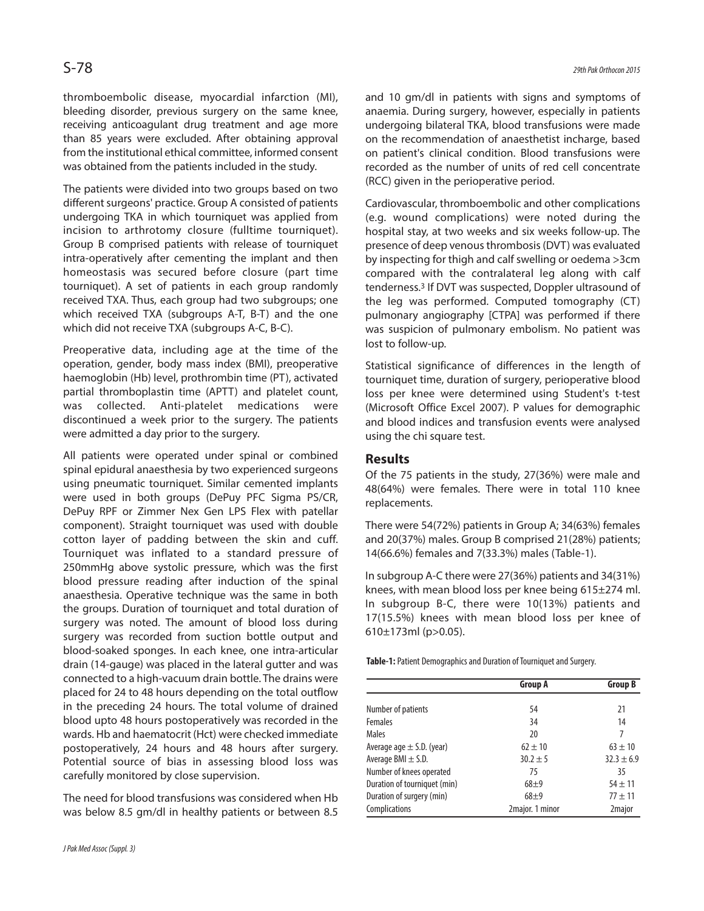thromboembolic disease, myocardial infarction (MI), bleeding disorder, previous surgery on the same knee, receiving anticoagulant drug treatment and age more than 85 years were excluded. After obtaining approval from the institutional ethical committee, informed consent was obtained from the patients included in the study.

The patients were divided into two groups based on two different surgeons' practice. Group A consisted of patients undergoing TKA in which tourniquet was applied from incision to arthrotomy closure (fulltime tourniquet). Group B comprised patients with release of tourniquet intra-operatively after cementing the implant and then homeostasis was secured before closure (part time tourniquet). A set of patients in each group randomly received TXA. Thus, each group had two subgroups; one which received TXA (subgroups A-T, B-T) and the one which did not receive TXA (subgroups A-C, B-C).

Preoperative data, including age at the time of the operation, gender, body mass index (BMI), preoperative haemoglobin (Hb) level, prothrombin time (PT), activated partial thromboplastin time (APTT) and platelet count, was collected. Anti-platelet medications were discontinued a week prior to the surgery. The patients were admitted a day prior to the surgery.

All patients were operated under spinal or combined spinal epidural anaesthesia by two experienced surgeons using pneumatic tourniquet. Similar cemented implants were used in both groups (DePuy PFC Sigma PS/CR, DePuy RPF or Zimmer Nex Gen LPS Flex with patellar component). Straight tourniquet was used with double cotton layer of padding between the skin and cuff. Tourniquet was inflated to a standard pressure of 250mmHg above systolic pressure, which was the first blood pressure reading after induction of the spinal anaesthesia. Operative technique was the same in both the groups. Duration of tourniquet and total duration of surgery was noted. The amount of blood loss during surgery was recorded from suction bottle output and blood-soaked sponges. In each knee, one intra-articular drain (14-gauge) was placed in the lateral gutter and was connected to a high-vacuum drain bottle. The drains were placed for 24 to 48 hours depending on the total outflow in the preceding 24 hours. The total volume of drained blood upto 48 hours postoperatively was recorded in the wards. Hb and haematocrit (Hct) were checked immediate postoperatively, 24 hours and 48 hours after surgery. Potential source of bias in assessing blood loss was carefully monitored by close supervision.

The need for blood transfusions was considered when Hb was below 8.5 gm/dl in healthy patients or between 8.5 and 10 gm/dl in patients with signs and symptoms of anaemia. During surgery, however, especially in patients undergoing bilateral TKA, blood transfusions were made on the recommendation of anaesthetist incharge, based on patient's clinical condition. Blood transfusions were recorded as the number of units of red cell concentrate (RCC) given in the perioperative period.

Cardiovascular, thromboembolic and other complications (e.g. wound complications) were noted during the hospital stay, at two weeks and six weeks follow-up. The presence of deep venous thrombosis (DVT) was evaluated by inspecting for thigh and calf swelling or oedema >3cm compared with the contralateral leg along with calf tenderness.[3] If DVT was suspected, Doppler ultrasound of the leg was performed. Computed tomography (CT) pulmonary angiography [CTPA] was performed if there was suspicion of pulmonary embolism. No patient was lost to follow-up.

Statistical significance of differences in the length of tourniquet time, duration of surgery, perioperative blood loss per knee were determined using Student's t-test (Microsoft Office Excel 2007). P values for demographic and blood indices and transfusion events were analysed using the chi square test.

## Results

Of the 75 patients in the study, 27(36%) were male and 48(64%) were females. There were in total 110 knee replacements.

There were 54(72%) patients in Group A; 34(63%) females and 20(37%) males. Group B comprised 21(28%) patients; 14(66.6%) females and 7(33.3%) males (Table-1).

In subgroup A-C there were 27(36%) patients and 34(31%) knees, with mean blood loss per knee being 615±274 ml. In subgroup B-C, there were 10(13%) patients and 17(15.5%) knees with mean blood loss per knee of 610±173ml (p>0.05).

**Table-1:** Patient Demographics and Duration of Tourniquet and Surgery.

| | Group A | Group B |
|---|---|---|
| Number of patients | 54 | 21 |
| Females | 34 | 14 |
| Males | 20 | 7 |
| Average age ± S.D. (year) | 62 ± 10 | 63 ± 10 |
| Average BMI ± S.D. | 30.2 ± 5 | 32.3 ± 6.9 |
| Number of knees operated | 75 | 35 |
| Duration of tourniquet (min) | 68±9 | 54 ± 11 |
| Duration of surgery (min) | 68±9 | 77 ± 11 |
| Complications | 2major. 1 minor | 2major |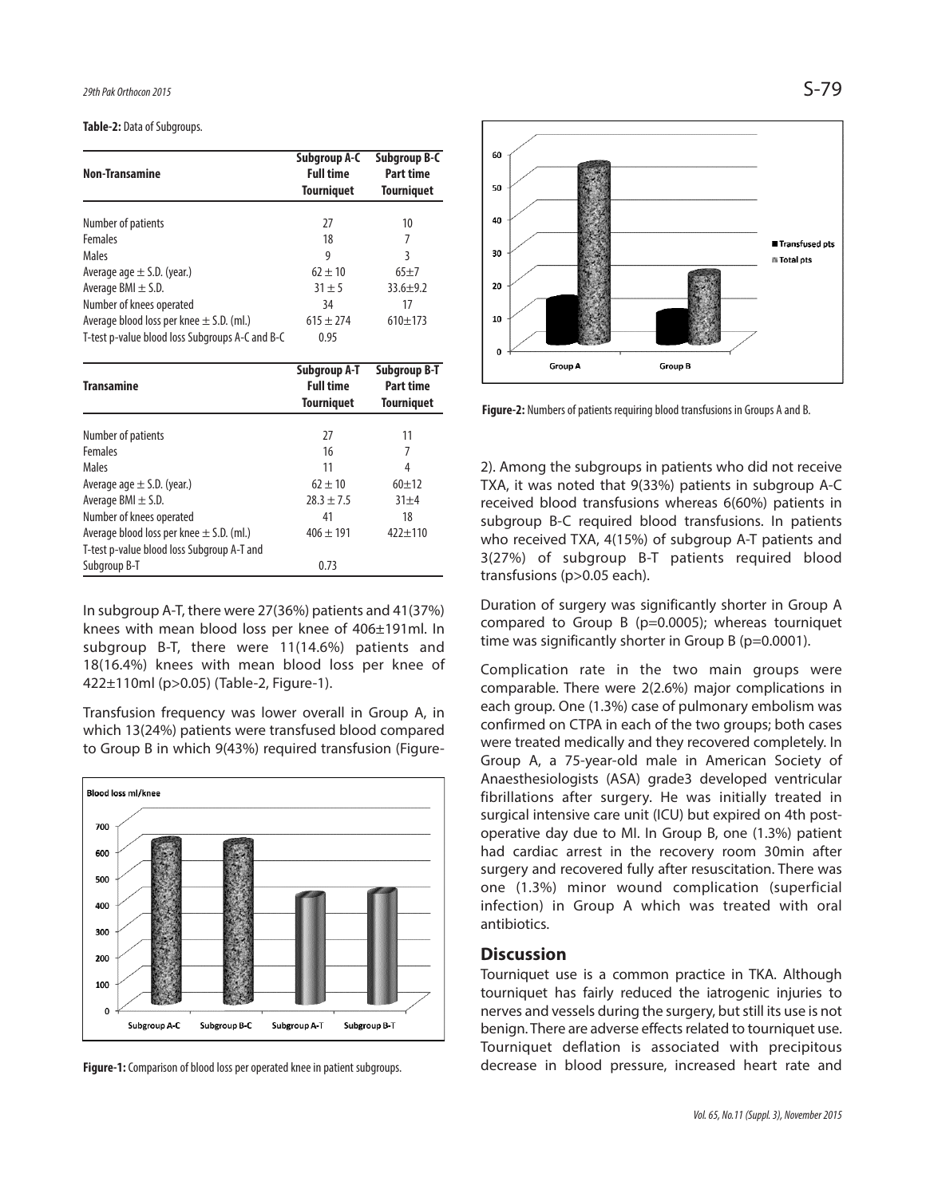**Table-2:** Data of Subgroups.

| Non-Transamine | Subgroup A-C Full time Tourniquet | Subgroup B-C Part time Tourniquet |
|---|---|---|
| Number of patients | 27 | 10 |
| Females | 18 | 7 |
| Males | 9 | 3 |
| Average age ± S.D. (year.) | 62 ± 10 | 65±7 |
| Average BMI ± S.D. | 31 ± 5 | 33.6±9.2 |
| Number of knees operated | 34 | 17 |
| Average blood loss per knee ± S.D. (ml.) | 615 ± 274 | 610±173 |
| T-test p-value blood loss Subgroups A-C and B-C | 0.95 | |

| Transamine | Subgroup A-T Full time Tourniquet | Subgroup B-T Part time Tourniquet |
|---|---|---|
| Number of patients | 27 | 11 |
| Females | 16 | 7 |
| Males | 11 | 4 |
| Average age ± S.D. (year.) | 62 ± 10 | 60±12 |
| Average BMI ± S.D. | 28.3 ± 7.5 | 31±4 |
| Number of knees operated | 41 | 18 |
| Average blood loss per knee ± S.D. (ml.) | 406 ± 191 | 422±110 |
| T-test p-value blood loss Subgroup A-T and Subgroup B-T | 0.73 | |

In subgroup A-T, there were 27(36%) patients and 41(37%) knees with mean blood loss per knee of 406±191ml. In subgroup B-T, there were 11(14.6%) patients and 18(16.4%) knees with mean blood loss per knee of 422±110ml (p>0.05) (Table-2, Figure-1).

Transfusion frequency was lower overall in Group A, in which 13(24%) patients were transfused blood compared to Group B in which 9(43%) required transfusion (Figure-2). Among the subgroups in patients who did not receive TXA, it was noted that 9(33%) patients in subgroup A-C received blood transfusions whereas 6(60%) patients in subgroup B-C required blood transfusions. In patients who received TXA, 4(15%) of subgroup A-T patients and 3(27%) of subgroup B-T patients required blood transfusions (p>0.05 each).

**Figure-1:** Comparison of blood loss per operated knee in patient subgroups.

**Figure-2:** Numbers of patients requiring blood transfusions in Groups A and B.

Duration of surgery was significantly shorter in Group A compared to Group B (p=0.0005); whereas tourniquet time was significantly shorter in Group B (p=0.0001).

Complication rate in the two main groups were comparable. There were 2(2.6%) major complications in each group. One (1.3%) case of pulmonary embolism was confirmed on CTPA in each of the two groups; both cases were treated medically and they recovered completely. In Group A, a 75-year-old male in American Society of Anaesthesiologists (ASA) grade3 developed ventricular fibrillations after surgery. He was initially treated in surgical intensive care unit (ICU) but expired on 4th post-operative day due to MI. In Group B, one (1.3%) patient had cardiac arrest in the recovery room 30min after surgery and recovered fully after resuscitation. There was one (1.3%) minor wound complication (superficial infection) in Group A which was treated with oral antibiotics.

## Discussion

Tourniquet use is a common practice in TKA. Although tourniquet has fairly reduced the iatrogenic injuries to nerves and vessels during the surgery, but still its use is not benign. There are adverse effects related to tourniquet use. Tourniquet deflation is associated with precipitous decrease in blood pressure, increased heart rate and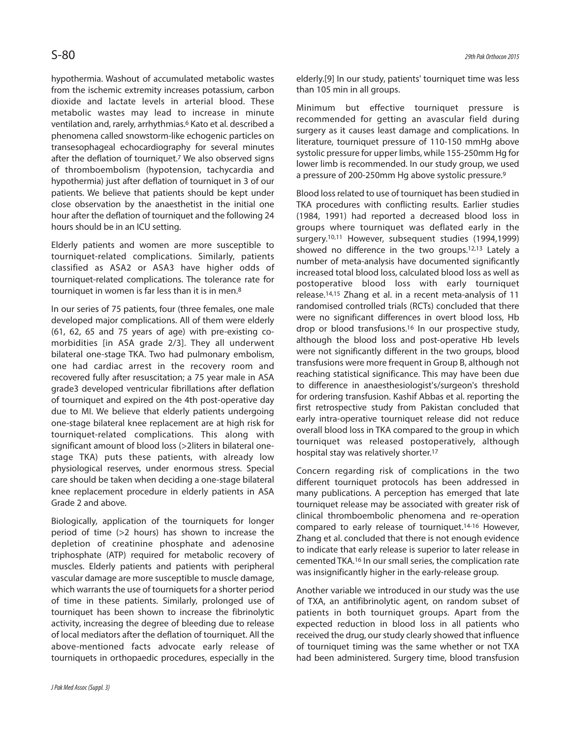hypothermia. Washout of accumulated metabolic wastes from the ischemic extremity increases potassium, carbon dioxide and lactate levels in arterial blood. These metabolic wastes may lead to increase in minute ventilation and, rarely, arrhythmias.[6] Kato et al. described a phenomena called snowstorm-like echogenic particles on transesophageal echocardiography for several minutes after the deflation of tourniquet.[7] We also observed signs of thromboembolism (hypotension, tachycardia and hypothermia) just after deflation of tourniquet in 3 of our patients. We believe that patients should be kept under close observation by the anaesthetist in the initial one hour after the deflation of tourniquet and the following 24 hours should be in an ICU setting.

Elderly patients and women are more susceptible to tourniquet-related complications. Similarly, patients classified as ASA2 or ASA3 have higher odds of tourniquet-related complications. The tolerance rate for tourniquet in women is far less than it is in men.[8]

In our series of 75 patients, four (three females, one male developed major complications. All of them were elderly (61, 62, 65 and 75 years of age) with pre-existing co-morbidities [in ASA grade 2/3]. They all underwent bilateral one-stage TKA. Two had pulmonary embolism, one had cardiac arrest in the recovery room and recovered fully after resuscitation; a 75 year male in ASA grade3 developed ventricular fibrillations after deflation of tourniquet and expired on the 4th post-operative day due to MI. We believe that elderly patients undergoing one-stage bilateral knee replacement are at high risk for tourniquet-related complications. This along with significant amount of blood loss (>2liters in bilateral one-stage TKA) puts these patients, with already low physiological reserves, under enormous stress. Special care should be taken when deciding a one-stage bilateral knee replacement procedure in elderly patients in ASA Grade 2 and above.

Biologically, application of the tourniquets for longer period of time (>2 hours) has shown to increase the depletion of creatinine phosphate and adenosine triphosphate (ATP) required for metabolic recovery of muscles. Elderly patients and patients with peripheral vascular damage are more susceptible to muscle damage, which warrants the use of tourniquets for a shorter period of time in these patients. Similarly, prolonged use of tourniquet has been shown to increase the fibrinolytic activity, increasing the degree of bleeding due to release of local mediators after the deflation of tourniquet. All the above-mentioned facts advocate early release of tourniquets in orthopaedic procedures, especially in the elderly.[9] In our study, patients' tourniquet time was less than 105 min in all groups.

Minimum but effective tourniquet pressure is recommended for getting an avascular field during surgery as it causes least damage and complications. In literature, tourniquet pressure of 110-150 mmHg above systolic pressure for upper limbs, while 155-250mm Hg for lower limb is recommended. In our study group, we used a pressure of 200-250mm Hg above systolic pressure.[9]

Blood loss related to use of tourniquet has been studied in TKA procedures with conflicting results. Earlier studies (1984, 1991) had reported a decreased blood loss in groups where tourniquet was deflated early in the surgery.[10,11] However, subsequent studies (1994,1999) showed no difference in the two groups.[12,13] Lately a number of meta-analysis have documented significantly increased total blood loss, calculated blood loss as well as postoperative blood loss with early tourniquet release.[14,15] Zhang et al. in a recent meta-analysis of 11 randomised controlled trials (RCTs) concluded that there were no significant differences in overt blood loss, Hb drop or blood transfusions.[16] In our prospective study, although the blood loss and post-operative Hb levels were not significantly different in the two groups, blood transfusions were more frequent in Group B, although not reaching statistical significance. This may have been due to difference in anaesthesiologist's/surgeon's threshold for ordering transfusion. Kashif Abbas et al. reporting the first retrospective study from Pakistan concluded that early intra-operative tourniquet release did not reduce overall blood loss in TKA compared to the group in which tourniquet was released postoperatively, although hospital stay was relatively shorter.[17]

Concern regarding risk of complications in the two different tourniquet protocols has been addressed in many publications. A perception has emerged that late tourniquet release may be associated with greater risk of clinical thromboembolic phenomena and re-operation compared to early release of tourniquet.[14-16] However, Zhang et al. concluded that there is not enough evidence to indicate that early release is superior to later release in cemented TKA.[16] In our small series, the complication rate was insignificantly higher in the early-release group.

Another variable we introduced in our study was the use of TXA, an antifibrinolytic agent, on random subset of patients in both tourniquet groups. Apart from the expected reduction in blood loss in all patients who received the drug, our study clearly showed that influence of tourniquet timing was the same whether or not TXA had been administered. Surgery time, blood transfusion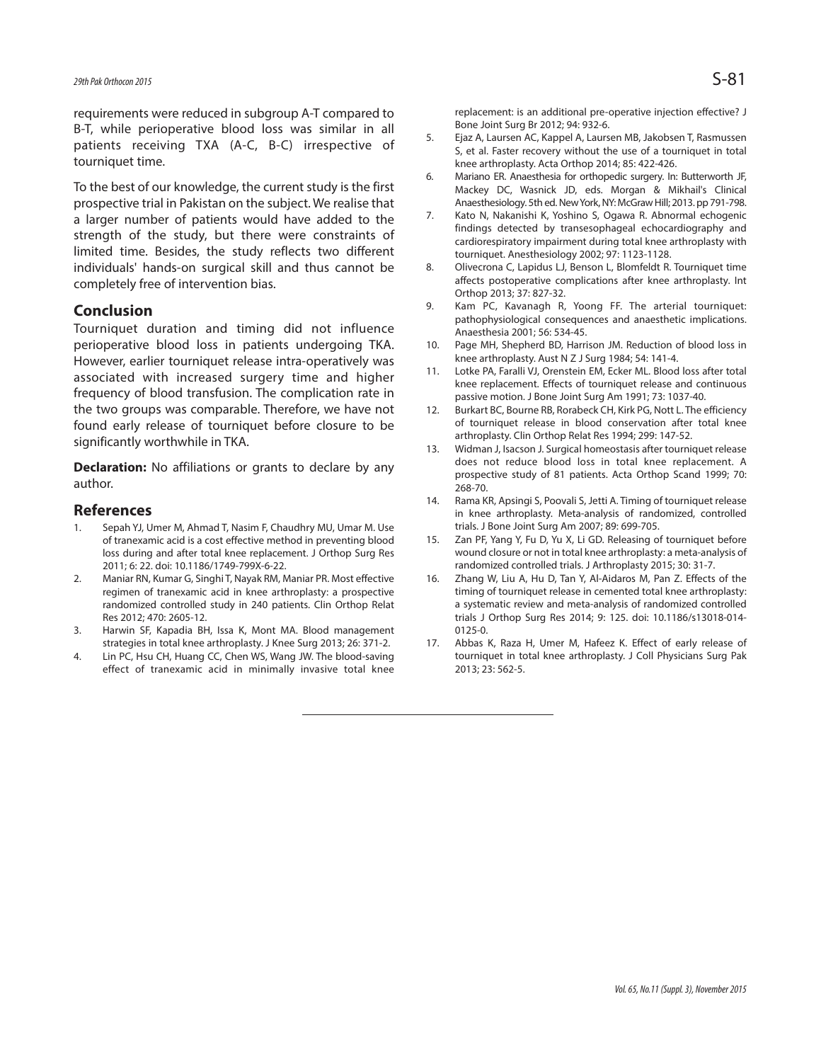requirements were reduced in subgroup A-T compared to B-T, while perioperative blood loss was similar in all patients receiving TXA (A-C, B-C) irrespective of tourniquet time.

To the best of our knowledge, the current study is the first prospective trial in Pakistan on the subject. We realise that a larger number of patients would have added to the strength of the study, but there were constraints of limited time. Besides, the study reflects two different individuals' hands-on surgical skill and thus cannot be completely free of intervention bias.

## Conclusion

Tourniquet duration and timing did not influence perioperative blood loss in patients undergoing TKA. However, earlier tourniquet release intra-operatively was associated with increased surgery time and higher frequency of blood transfusion. The complication rate in the two groups was comparable. Therefore, we have not found early release of tourniquet before closure to be significantly worthwhile in TKA.

**Declaration:** No affiliations or grants to declare by any author.

## References

1. Sepah YJ, Umer M, Ahmad T, Nasim F, Chaudhry MU, Umar M. Use of tranexamic acid is a cost effective method in preventing blood loss during and after total knee replacement. J Orthop Surg Res 2011; 6: 22. doi: 10.1186/1749-799X-6-22.
2. Maniar RN, Kumar G, Singhi T, Nayak RM, Maniar PR. Most effective regimen of tranexamic acid in knee arthroplasty: a prospective randomized controlled study in 240 patients. Clin Orthop Relat Res 2012; 470: 2605-12.
3. Harwin SF, Kapadia BH, Issa K, Mont MA. Blood management strategies in total knee arthroplasty. J Knee Surg 2013; 26: 371-2.
4. Lin PC, Hsu CH, Huang CC, Chen WS, Wang JW. The blood-saving effect of tranexamic acid in minimally invasive total knee replacement: is an additional pre-operative injection effective? J Bone Joint Surg Br 2012; 94: 932-6.
5. Ejaz A, Laursen AC, Kappel A, Laursen MB, Jakobsen T, Rasmussen S, et al. Faster recovery without the use of a tourniquet in total knee arthroplasty. Acta Orthop 2014; 85: 422-426.
6. Mariano ER. Anaesthesia for orthopedic surgery. In: Butterworth JF, Mackey DC, Wasnick JD, eds. Morgan & Mikhail's Clinical Anaesthesiology. 5th ed. New York, NY: McGraw Hill; 2013. pp 791-798.
7. Kato N, Nakanishi K, Yoshino S, Ogawa R. Abnormal echogenic findings detected by transesophageal echocardiography and cardiorespiratory impairment during total knee arthroplasty with tourniquet. Anesthesiology 2002; 97: 1123-1128.
8. Olivecrona C, Lapidus LJ, Benson L, Blomfeldt R. Tourniquet time affects postoperative complications after knee arthroplasty. Int Orthop 2013; 37: 827-32.
9. Kam PC, Kavanagh R, Yoong FF. The arterial tourniquet: pathophysiological consequences and anaesthetic implications. Anaesthesia 2001; 56: 534-45.
10. Page MH, Shepherd BD, Harrison JM. Reduction of blood loss in knee arthroplasty. Aust N Z J Surg 1984; 54: 141-4.
11. Lotke PA, Faralli VJ, Orenstein EM, Ecker ML. Blood loss after total knee replacement. Effects of tourniquet release and continuous passive motion. J Bone Joint Surg Am 1991; 73: 1037-40.
12. Burkart BC, Bourne RB, Rorabeck CH, Kirk PG, Nott L. The efficiency of tourniquet release in blood conservation after total knee arthroplasty. Clin Orthop Relat Res 1994; 299: 147-52.
13. Widman J, Isacson J. Surgical homeostasis after tourniquet release does not reduce blood loss in total knee replacement. A prospective study of 81 patients. Acta Orthop Scand 1999; 70: 268-70.
14. Rama KR, Apsingi S, Poovali S, Jetti A. Timing of tourniquet release in knee arthroplasty. Meta-analysis of randomized, controlled trials. J Bone Joint Surg Am 2007; 89: 699-705.
15. Zan PF, Yang Y, Fu D, Yu X, Li GD. Releasing of tourniquet before wound closure or not in total knee arthroplasty: a meta-analysis of randomized controlled trials. J Arthroplasty 2015; 30: 31-7.
16. Zhang W, Liu A, Hu D, Tan Y, Al-Aidaros M, Pan Z. Effects of the timing of tourniquet release in cemented total knee arthroplasty: a systematic review and meta-analysis of randomized controlled trials J Orthop Surg Res 2014; 9: 125. doi: 10.1186/s13018-014-0125-0.
17. Abbas K, Raza H, Umer M, Hafeez K. Effect of early release of tourniquet in total knee arthroplasty. J Coll Physicians Surg Pak 2013; 23: 562-5.